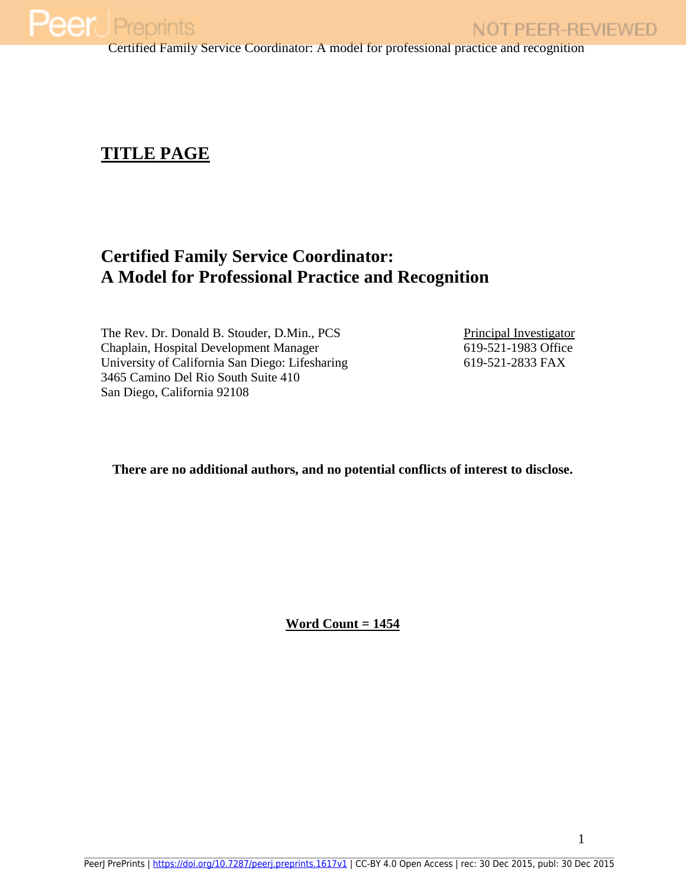**TITLE PAGE**

# Certified Family Service Coordinator: A Model for Professional Practice and Recognition

The Rev. Dr. Donald B. Stouder, D.Min., PCS
Chaplain, Hospital Development Manager
University of California San Diego: Lifesharing
3465 Camino Del Rio South Suite 410
San Diego, California 92108

Principal Investigator
619-521-1983 Office
619-521-2833 FAX

**There are no additional authors, and no potential conflicts of interest to disclose.**

**Word Count = 1454**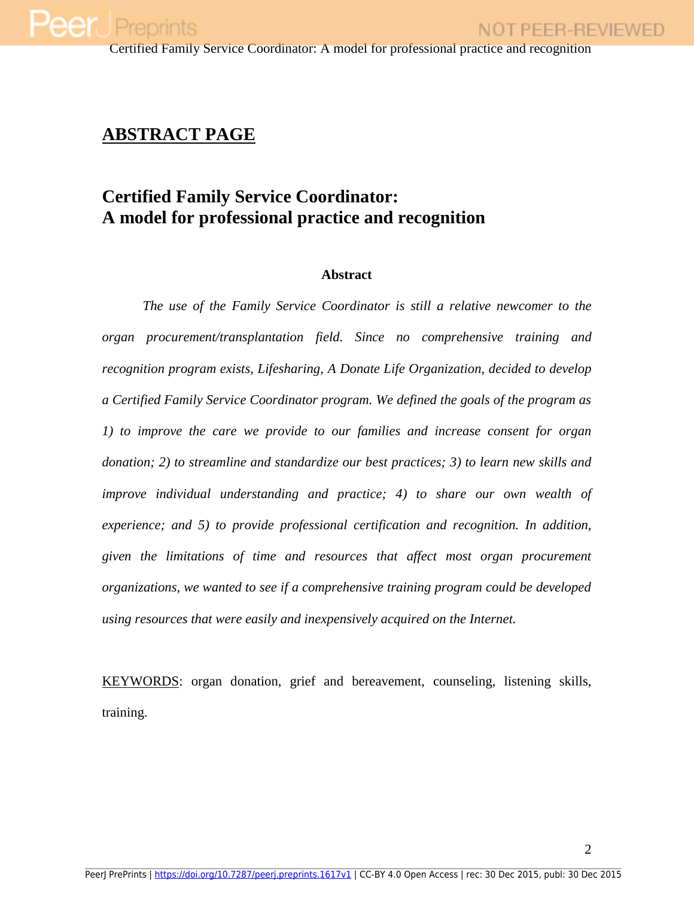## ABSTRACT PAGE

## Certified Family Service Coordinator: A model for professional practice and recognition

**Abstract**

*The use of the Family Service Coordinator is still a relative newcomer to the organ procurement/transplantation field. Since no comprehensive training and recognition program exists, Lifesharing, A Donate Life Organization, decided to develop a Certified Family Service Coordinator program. We defined the goals of the program as 1) to improve the care we provide to our families and increase consent for organ donation; 2) to streamline and standardize our best practices; 3) to learn new skills and improve individual understanding and practice; 4) to share our own wealth of experience; and 5) to provide professional certification and recognition. In addition, given the limitations of time and resources that affect most organ procurement organizations, we wanted to see if a comprehensive training program could be developed using resources that were easily and inexpensively acquired on the Internet.*

KEYWORDS: organ donation, grief and bereavement, counseling, listening skills, training.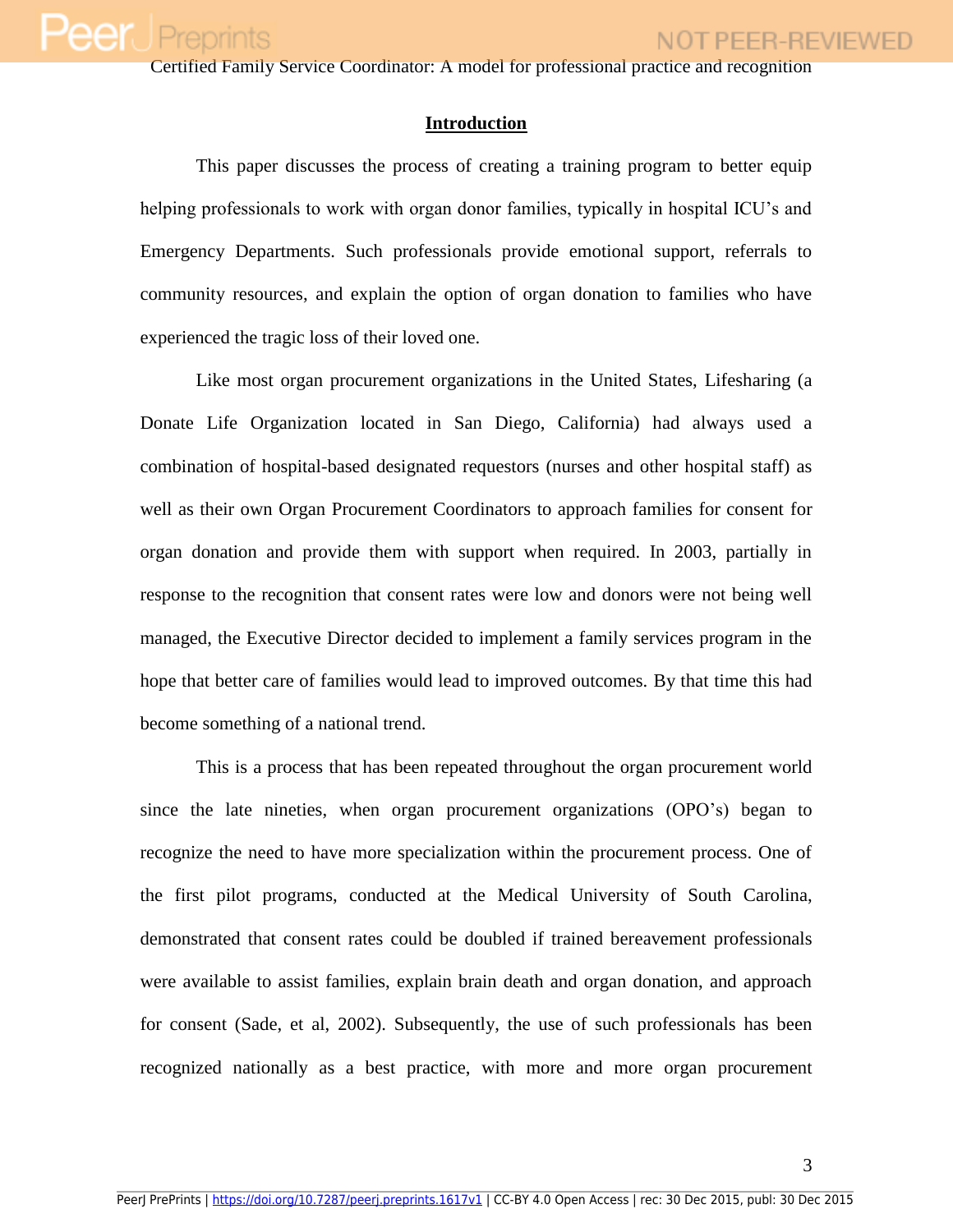## Introduction

This paper discusses the process of creating a training program to better equip helping professionals to work with organ donor families, typically in hospital ICU's and Emergency Departments. Such professionals provide emotional support, referrals to community resources, and explain the option of organ donation to families who have experienced the tragic loss of their loved one.

Like most organ procurement organizations in the United States, Lifesharing (a Donate Life Organization located in San Diego, California) had always used a combination of hospital-based designated requestors (nurses and other hospital staff) as well as their own Organ Procurement Coordinators to approach families for consent for organ donation and provide them with support when required. In 2003, partially in response to the recognition that consent rates were low and donors were not being well managed, the Executive Director decided to implement a family services program in the hope that better care of families would lead to improved outcomes. By that time this had become something of a national trend.

This is a process that has been repeated throughout the organ procurement world since the late nineties, when organ procurement organizations (OPO's) began to recognize the need to have more specialization within the procurement process. One of the first pilot programs, conducted at the Medical University of South Carolina, demonstrated that consent rates could be doubled if trained bereavement professionals were available to assist families, explain brain death and organ donation, and approach for consent (Sade, et al, 2002). Subsequently, the use of such professionals has been recognized nationally as a best practice, with more and more organ procurement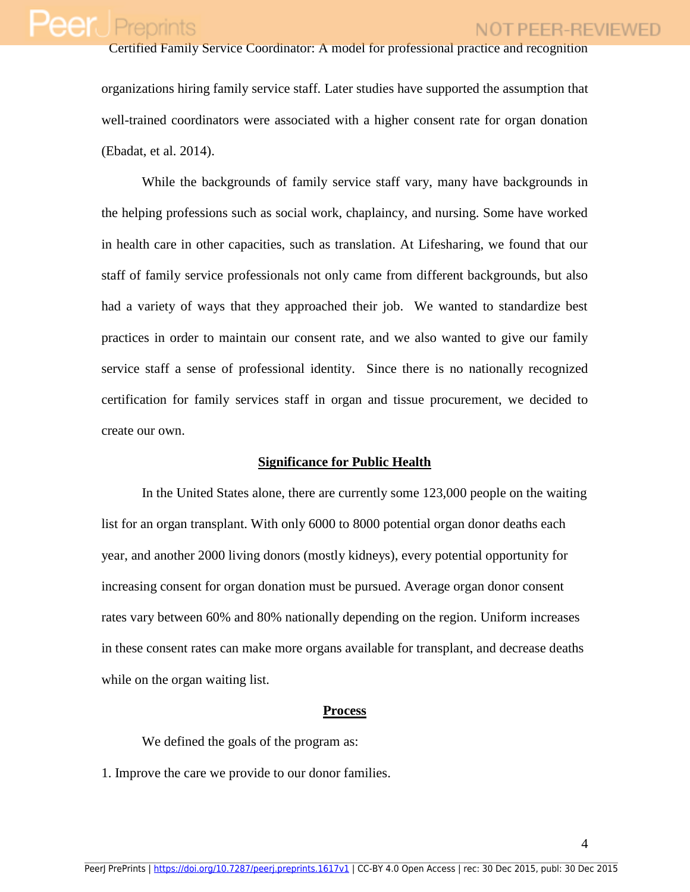organizations hiring family service staff. Later studies have supported the assumption that well-trained coordinators were associated with a higher consent rate for organ donation (Ebadat, et al. 2014).

While the backgrounds of family service staff vary, many have backgrounds in the helping professions such as social work, chaplaincy, and nursing. Some have worked in health care in other capacities, such as translation. At Lifesharing, we found that our staff of family service professionals not only came from different backgrounds, but also had a variety of ways that they approached their job. We wanted to standardize best practices in order to maintain our consent rate, and we also wanted to give our family service staff a sense of professional identity. Since there is no nationally recognized certification for family services staff in organ and tissue procurement, we decided to create our own.

## Significance for Public Health

In the United States alone, there are currently some 123,000 people on the waiting list for an organ transplant. With only 6000 to 8000 potential organ donor deaths each year, and another 2000 living donors (mostly kidneys), every potential opportunity for increasing consent for organ donation must be pursued. Average organ donor consent rates vary between 60% and 80% nationally depending on the region. Uniform increases in these consent rates can make more organs available for transplant, and decrease deaths while on the organ waiting list.

## Process

We defined the goals of the program as:

1. Improve the care we provide to our donor families.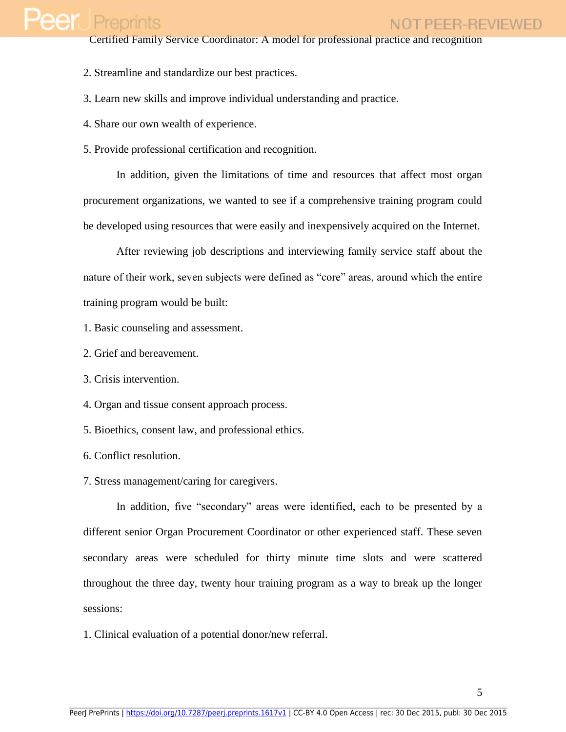2. Streamline and standardize our best practices.

3. Learn new skills and improve individual understanding and practice.

4. Share our own wealth of experience.

5. Provide professional certification and recognition.

In addition, given the limitations of time and resources that affect most organ procurement organizations, we wanted to see if a comprehensive training program could be developed using resources that were easily and inexpensively acquired on the Internet.

After reviewing job descriptions and interviewing family service staff about the nature of their work, seven subjects were defined as "core" areas, around which the entire training program would be built:

1. Basic counseling and assessment.
2. Grief and bereavement.
3. Crisis intervention.
4. Organ and tissue consent approach process.
5. Bioethics, consent law, and professional ethics.
6. Conflict resolution.
7. Stress management/caring for caregivers.

In addition, five "secondary" areas were identified, each to be presented by a different senior Organ Procurement Coordinator or other experienced staff. These seven secondary areas were scheduled for thirty minute time slots and were scattered throughout the three day, twenty hour training program as a way to break up the longer sessions:

1. Clinical evaluation of a potential donor/new referral.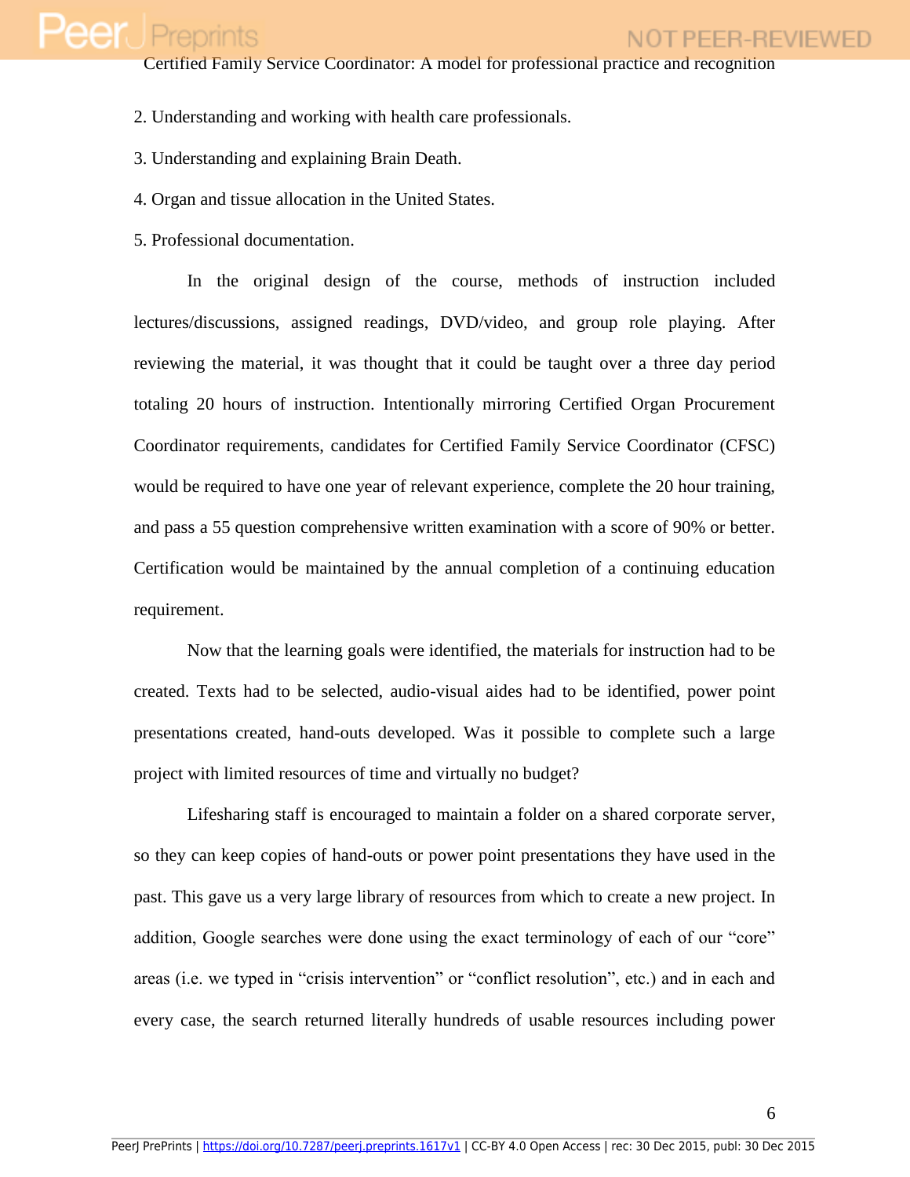2. Understanding and working with health care professionals.

3. Understanding and explaining Brain Death.

4. Organ and tissue allocation in the United States.

5. Professional documentation.

In the original design of the course, methods of instruction included lectures/discussions, assigned readings, DVD/video, and group role playing. After reviewing the material, it was thought that it could be taught over a three day period totaling 20 hours of instruction. Intentionally mirroring Certified Organ Procurement Coordinator requirements, candidates for Certified Family Service Coordinator (CFSC) would be required to have one year of relevant experience, complete the 20 hour training, and pass a 55 question comprehensive written examination with a score of 90% or better. Certification would be maintained by the annual completion of a continuing education requirement.

Now that the learning goals were identified, the materials for instruction had to be created. Texts had to be selected, audio-visual aides had to be identified, power point presentations created, hand-outs developed. Was it possible to complete such a large project with limited resources of time and virtually no budget?

Lifesharing staff is encouraged to maintain a folder on a shared corporate server, so they can keep copies of hand-outs or power point presentations they have used in the past. This gave us a very large library of resources from which to create a new project. In addition, Google searches were done using the exact terminology of each of our "core" areas (i.e. we typed in "crisis intervention" or "conflict resolution", etc.) and in each and every case, the search returned literally hundreds of usable resources including power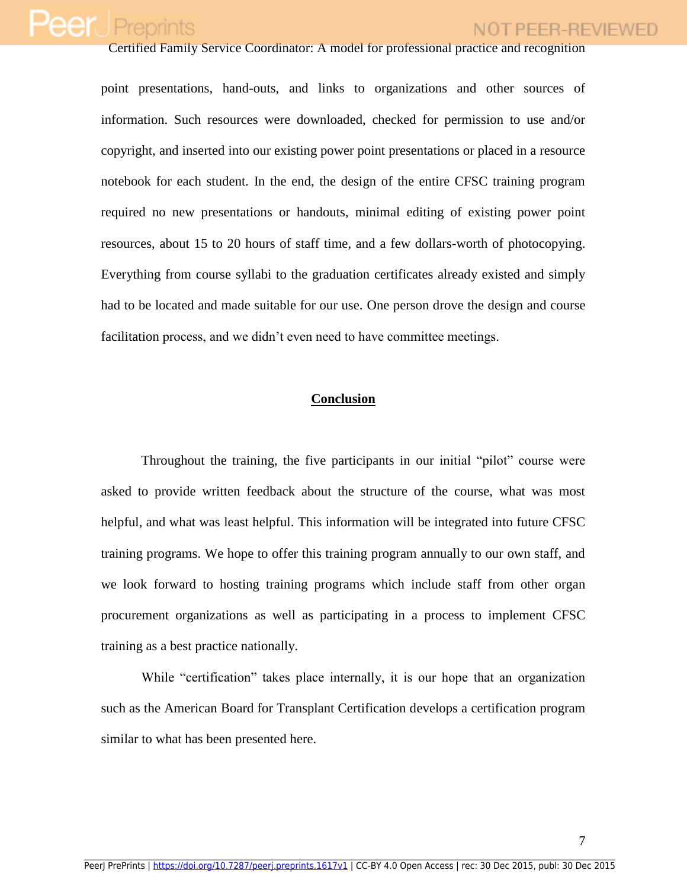point presentations, hand-outs, and links to organizations and other sources of information. Such resources were downloaded, checked for permission to use and/or copyright, and inserted into our existing power point presentations or placed in a resource notebook for each student. In the end, the design of the entire CFSC training program required no new presentations or handouts, minimal editing of existing power point resources, about 15 to 20 hours of staff time, and a few dollars-worth of photocopying. Everything from course syllabi to the graduation certificates already existed and simply had to be located and made suitable for our use. One person drove the design and course facilitation process, and we didn't even need to have committee meetings.

## Conclusion

Throughout the training, the five participants in our initial "pilot" course were asked to provide written feedback about the structure of the course, what was most helpful, and what was least helpful. This information will be integrated into future CFSC training programs. We hope to offer this training program annually to our own staff, and we look forward to hosting training programs which include staff from other organ procurement organizations as well as participating in a process to implement CFSC training as a best practice nationally.

While "certification" takes place internally, it is our hope that an organization such as the American Board for Transplant Certification develops a certification program similar to what has been presented here.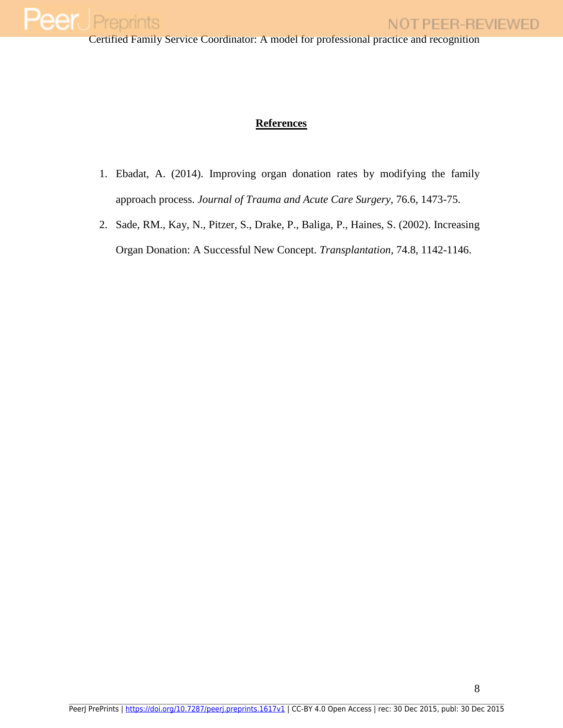## References

1. Ebadat, A. (2014). Improving organ donation rates by modifying the family approach process. *Journal of Trauma and Acute Care Surgery*, 76.6, 1473-75.
2. Sade, RM., Kay, N., Pitzer, S., Drake, P., Baliga, P., Haines, S. (2002). Increasing Organ Donation: A Successful New Concept. *Transplantation*, 74.8, 1142-1146.